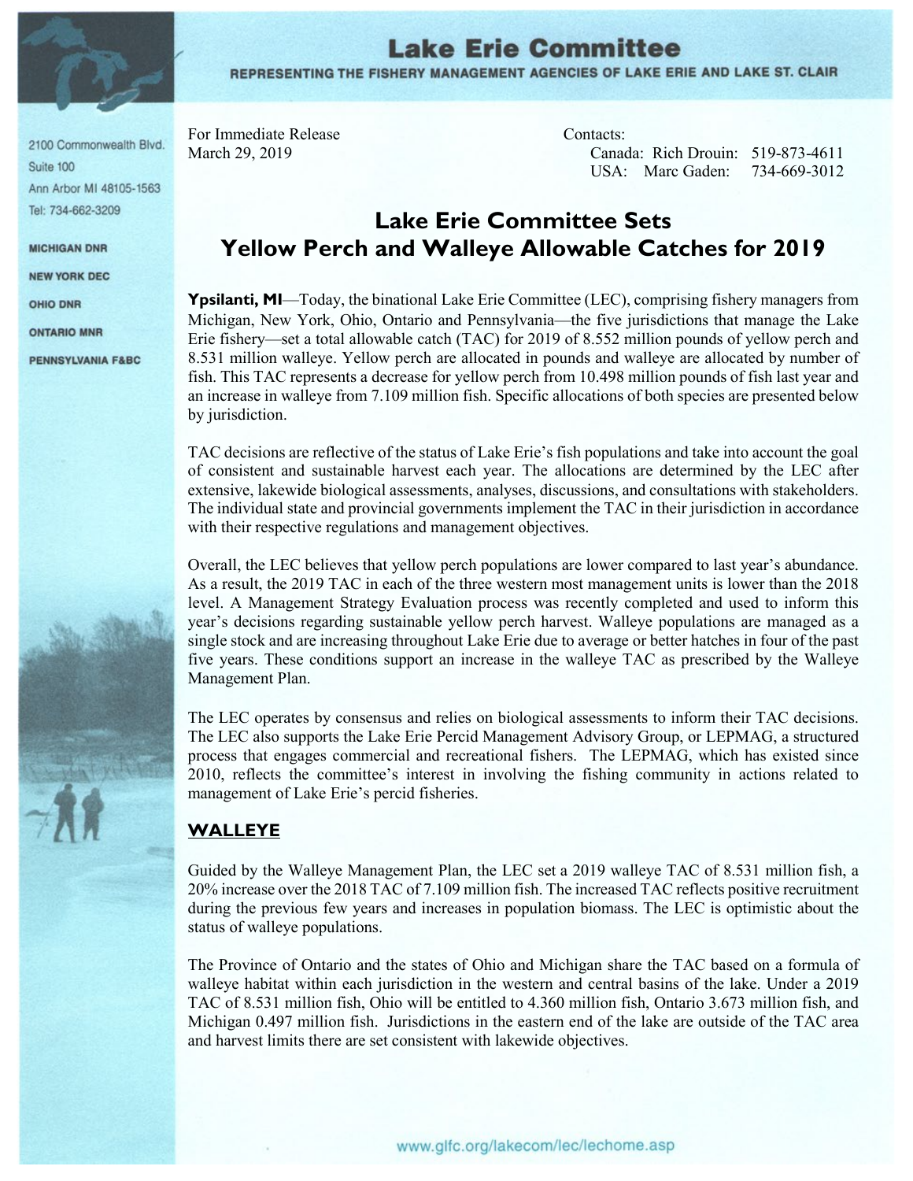# Lake Erie Committee

REPRESENTING THE FISHERY MANAGEMENT AGENCIES OF LAKE ERIE AND LAKE ST. CLAIR

2100 Commonwealth Blvd.
Suite 100
Ann Arbor MI 48105-1563
Tel: 734-662-3209

MICHIGAN DNR
NEW YORK DEC
OHIO DNR
ONTARIO MNR
PENNSYLVANIA F&BC

For Immediate Release
March 29, 2019

Contacts:
Canada: Rich Drouin: 519-873-4611
USA: Marc Gaden: 734-669-3012

## Lake Erie Committee Sets Yellow Perch and Walleye Allowable Catches for 2019

**Ypsilanti, MI**—Today, the binational Lake Erie Committee (LEC), comprising fishery managers from Michigan, New York, Ohio, Ontario and Pennsylvania—the five jurisdictions that manage the Lake Erie fishery—set a total allowable catch (TAC) for 2019 of 8.552 million pounds of yellow perch and 8.531 million walleye. Yellow perch are allocated in pounds and walleye are allocated by number of fish. This TAC represents a decrease for yellow perch from 10.498 million pounds of fish last year and an increase in walleye from 7.109 million fish. Specific allocations of both species are presented below by jurisdiction.

TAC decisions are reflective of the status of Lake Erie's fish populations and take into account the goal of consistent and sustainable harvest each year. The allocations are determined by the LEC after extensive, lakewide biological assessments, analyses, discussions, and consultations with stakeholders. The individual state and provincial governments implement the TAC in their jurisdiction in accordance with their respective regulations and management objectives.

Overall, the LEC believes that yellow perch populations are lower compared to last year's abundance. As a result, the 2019 TAC in each of the three western most management units is lower than the 2018 level. A Management Strategy Evaluation process was recently completed and used to inform this year's decisions regarding sustainable yellow perch harvest. Walleye populations are managed as a single stock and are increasing throughout Lake Erie due to average or better hatches in four of the past five years. These conditions support an increase in the walleye TAC as prescribed by the Walleye Management Plan.

The LEC operates by consensus and relies on biological assessments to inform their TAC decisions. The LEC also supports the Lake Erie Percid Management Advisory Group, or LEPMAG, a structured process that engages commercial and recreational fishers. The LEPMAG, which has existed since 2010, reflects the committee's interest in involving the fishing community in actions related to management of Lake Erie's percid fisheries.

### WALLEYE

Guided by the Walleye Management Plan, the LEC set a 2019 walleye TAC of 8.531 million fish, a 20% increase over the 2018 TAC of 7.109 million fish. The increased TAC reflects positive recruitment during the previous few years and increases in population biomass. The LEC is optimistic about the status of walleye populations.

The Province of Ontario and the states of Ohio and Michigan share the TAC based on a formula of walleye habitat within each jurisdiction in the western and central basins of the lake. Under a 2019 TAC of 8.531 million fish, Ohio will be entitled to 4.360 million fish, Ontario 3.673 million fish, and Michigan 0.497 million fish. Jurisdictions in the eastern end of the lake are outside of the TAC area and harvest limits there are set consistent with lakewide objectives.

www.glfc.org/lakecom/lec/lechome.asp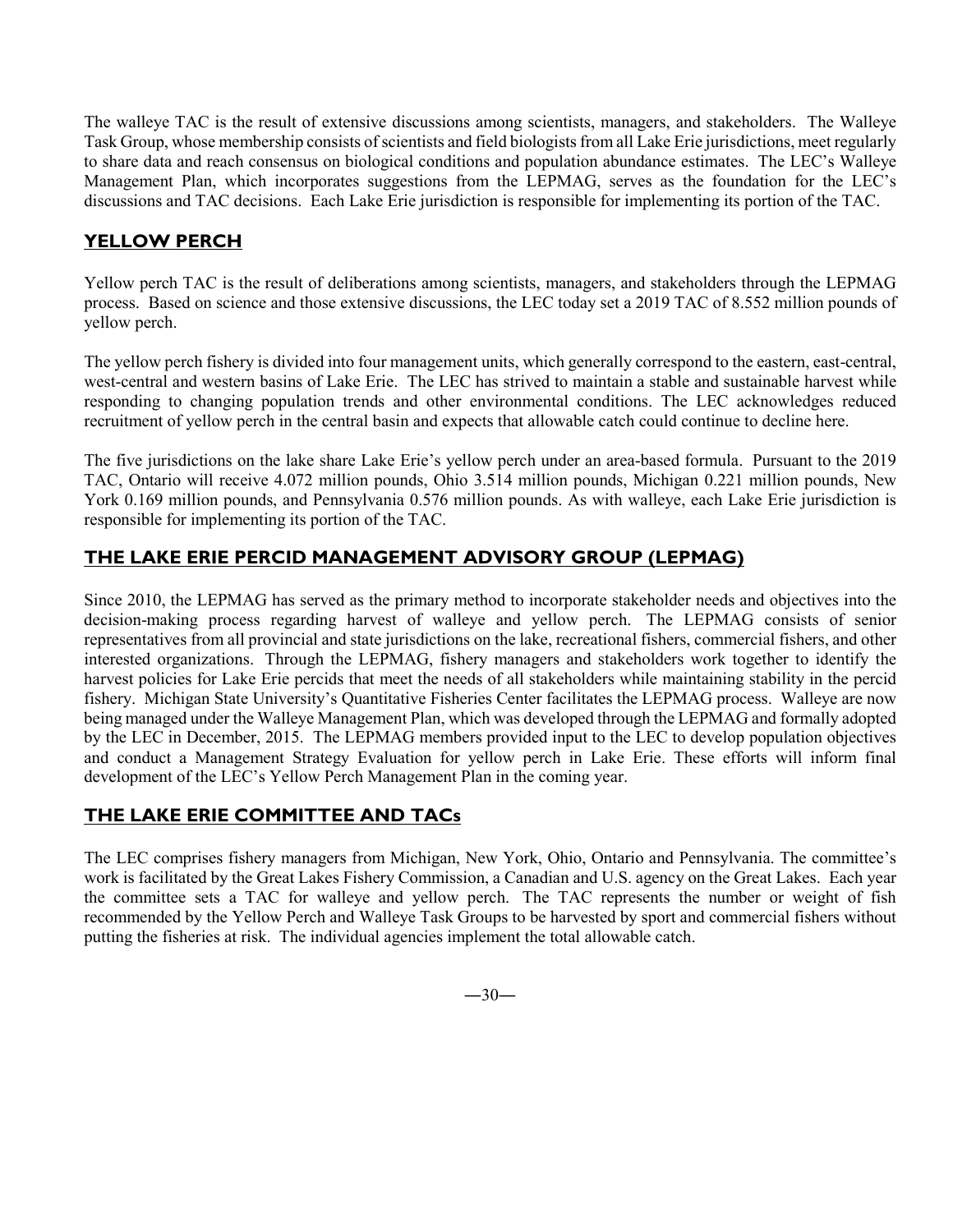The walleye TAC is the result of extensive discussions among scientists, managers, and stakeholders. The Walleye Task Group, whose membership consists of scientists and field biologists from all Lake Erie jurisdictions, meet regularly to share data and reach consensus on biological conditions and population abundance estimates. The LEC's Walleye Management Plan, which incorporates suggestions from the LEPMAG, serves as the foundation for the LEC's discussions and TAC decisions. Each Lake Erie jurisdiction is responsible for implementing its portion of the TAC.

## YELLOW PERCH

Yellow perch TAC is the result of deliberations among scientists, managers, and stakeholders through the LEPMAG process. Based on science and those extensive discussions, the LEC today set a 2019 TAC of 8.552 million pounds of yellow perch.

The yellow perch fishery is divided into four management units, which generally correspond to the eastern, east-central, west-central and western basins of Lake Erie. The LEC has strived to maintain a stable and sustainable harvest while responding to changing population trends and other environmental conditions. The LEC acknowledges reduced recruitment of yellow perch in the central basin and expects that allowable catch could continue to decline here.

The five jurisdictions on the lake share Lake Erie's yellow perch under an area-based formula. Pursuant to the 2019 TAC, Ontario will receive 4.072 million pounds, Ohio 3.514 million pounds, Michigan 0.221 million pounds, New York 0.169 million pounds, and Pennsylvania 0.576 million pounds. As with walleye, each Lake Erie jurisdiction is responsible for implementing its portion of the TAC.

## THE LAKE ERIE PERCID MANAGEMENT ADVISORY GROUP (LEPMAG)

Since 2010, the LEPMAG has served as the primary method to incorporate stakeholder needs and objectives into the decision-making process regarding harvest of walleye and yellow perch. The LEPMAG consists of senior representatives from all provincial and state jurisdictions on the lake, recreational fishers, commercial fishers, and other interested organizations. Through the LEPMAG, fishery managers and stakeholders work together to identify the harvest policies for Lake Erie percids that meet the needs of all stakeholders while maintaining stability in the percid fishery. Michigan State University's Quantitative Fisheries Center facilitates the LEPMAG process. Walleye are now being managed under the Walleye Management Plan, which was developed through the LEPMAG and formally adopted by the LEC in December, 2015. The LEPMAG members provided input to the LEC to develop population objectives and conduct a Management Strategy Evaluation for yellow perch in Lake Erie. These efforts will inform final development of the LEC's Yellow Perch Management Plan in the coming year.

## THE LAKE ERIE COMMITTEE AND TACs

The LEC comprises fishery managers from Michigan, New York, Ohio, Ontario and Pennsylvania. The committee's work is facilitated by the Great Lakes Fishery Commission, a Canadian and U.S. agency on the Great Lakes. Each year the committee sets a TAC for walleye and yellow perch. The TAC represents the number or weight of fish recommended by the Yellow Perch and Walleye Task Groups to be harvested by sport and commercial fishers without putting the fisheries at risk. The individual agencies implement the total allowable catch.